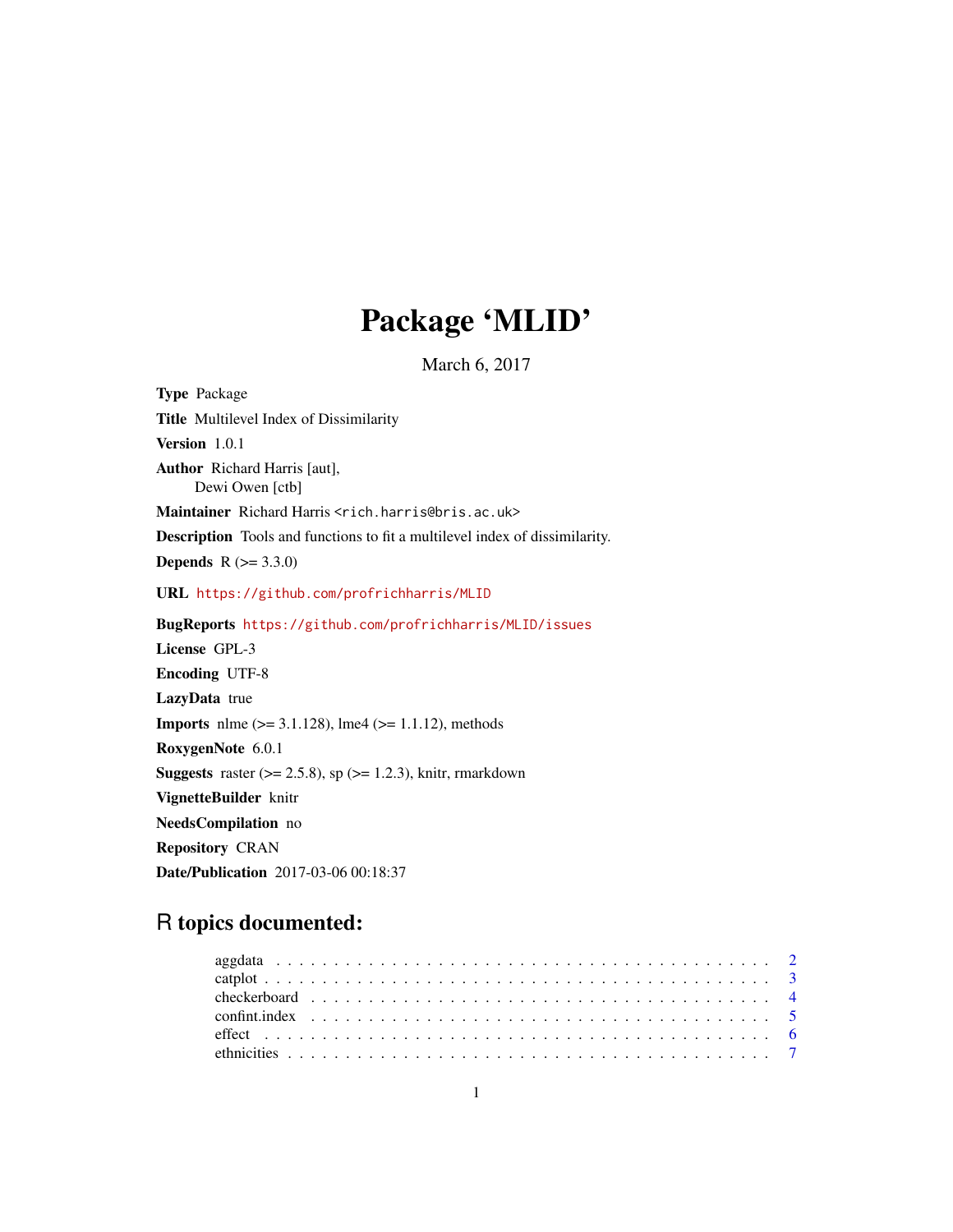# Package 'MLID'

March 6, 2017

**Type** Package

**Title** Multilevel Index of Dissimilarity

**Version** 1.0.1

**Author** Richard Harris [aut],
Dewi Owen [ctb]

**Maintainer** Richard Harris <rich.harris@bris.ac.uk>

**Description** Tools and functions to fit a multilevel index of dissimilarity.

**Depends** R (>= 3.3.0)

**URL** https://github.com/profrichharris/MLID

**BugReports** https://github.com/profrichharris/MLID/issues

**License** GPL-3

**Encoding** UTF-8

**LazyData** true

**Imports** nlme (>= 3.1.128), lme4 (>= 1.1.12), methods

**RoxygenNote** 6.0.1

**Suggests** raster (>= 2.5.8), sp (>= 1.2.3), knitr, rmarkdown

**VignetteBuilder** knitr

**NeedsCompilation** no

**Repository** CRAN

**Date/Publication** 2017-03-06 00:18:37

## R topics documented:

| | |
|---|---|
| aggdata | 2 |
| catplot | 3 |
| checkerboard | 4 |
| confint.index | 5 |
| effect | 6 |
| ethnicities | 7 |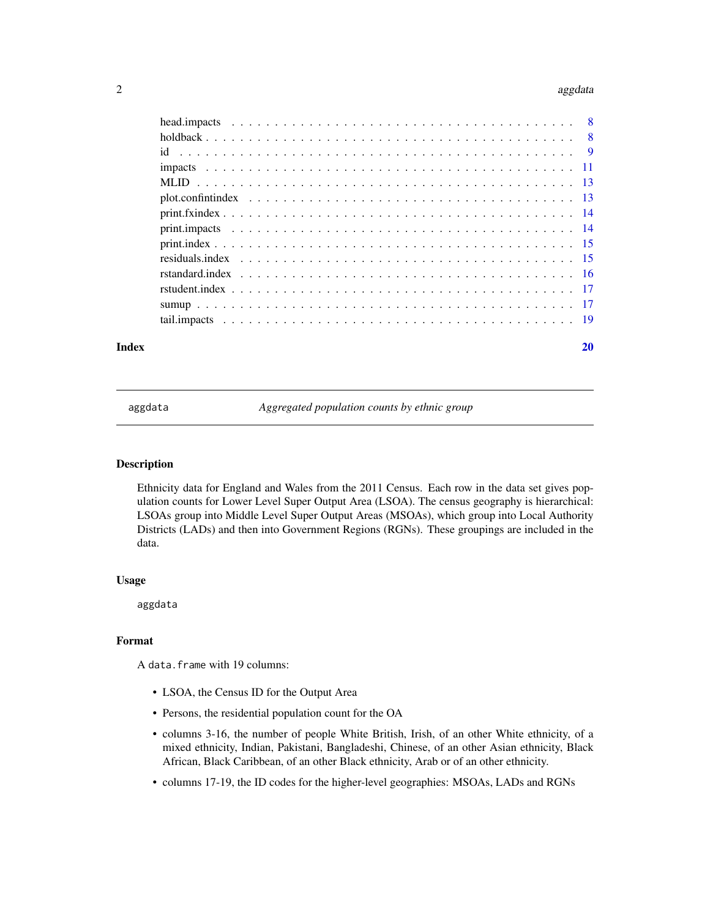| | |
|---|---|
| head.impacts | 8 |
| holdback | 8 |
| id | 9 |
| impacts | 11 |
| MLID | 13 |
| plot.confintindex | 13 |
| print.fxindex | 14 |
| print.impacts | 14 |
| print.index | 15 |
| residuals.index | 15 |
| rstandard.index | 16 |
| rstudent.index | 17 |
| sumup | 17 |
| tail.impacts | 19 |

**Index** **20**

---

`aggdata` *Aggregated population counts by ethnic group*

---

## Description

Ethnicity data for England and Wales from the 2011 Census. Each row in the data set gives population counts for Lower Level Super Output Area (LSOA). The census geography is hierarchical: LSOAs group into Middle Level Super Output Areas (MSOAs), which group into Local Authority Districts (LADs) and then into Government Regions (RGNs). These groupings are included in the data.

## Usage

```
aggdata
```

## Format

A `data.frame` with 19 columns:

- LSOA, the Census ID for the Output Area
- Persons, the residential population count for the OA
- columns 3-16, the number of people White British, Irish, of an other White ethnicity, of a mixed ethnicity, Indian, Pakistani, Bangladeshi, Chinese, of an other Asian ethnicity, Black African, Black Caribbean, of an other Black ethnicity, Arab or of an other ethnicity.
- columns 17-19, the ID codes for the higher-level geographies: MSOAs, LADs and RGNs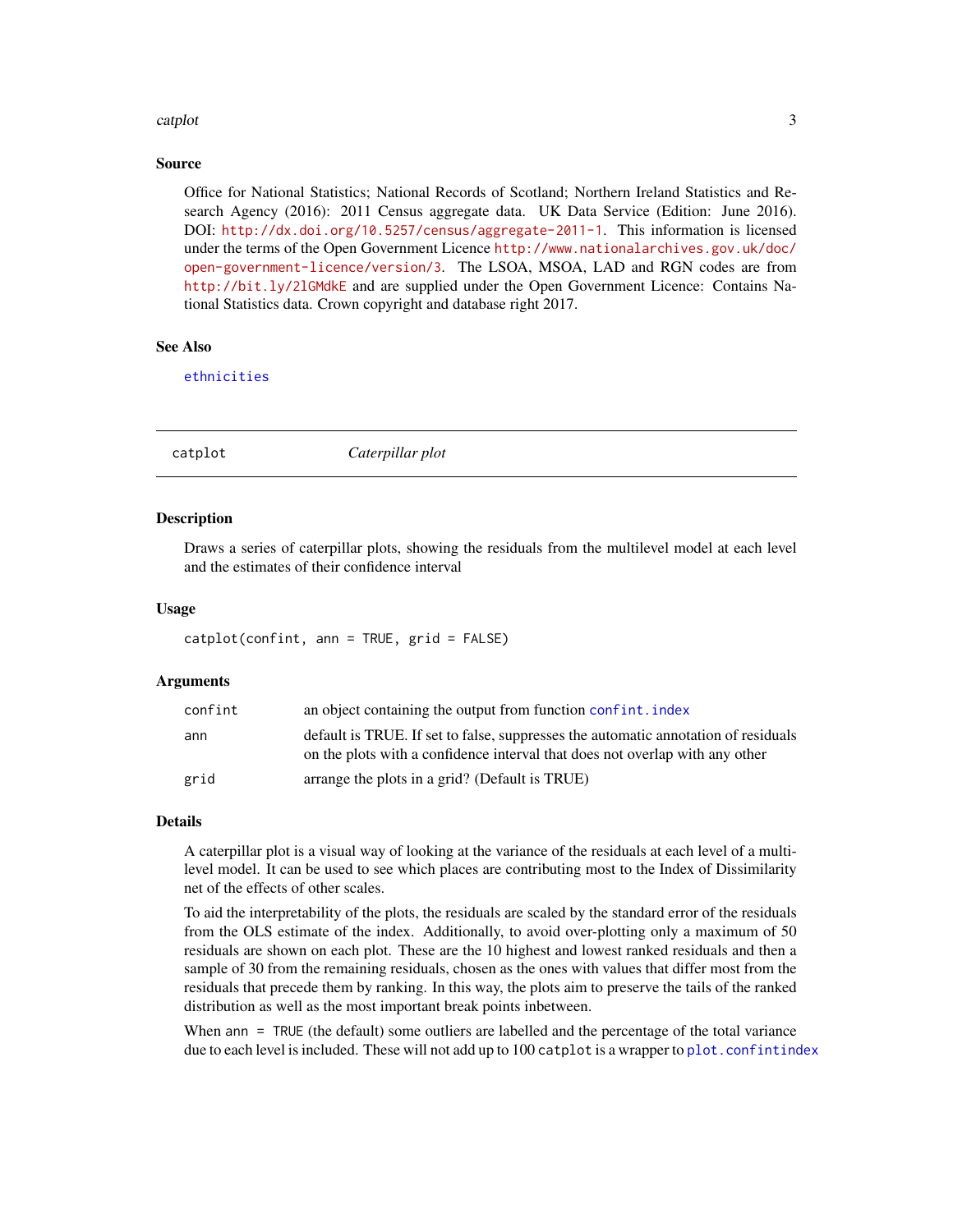## Source

Office for National Statistics; National Records of Scotland; Northern Ireland Statistics and Research Agency (2016): 2011 Census aggregate data. UK Data Service (Edition: June 2016). DOI: http://dx.doi.org/10.5257/census/aggregate-2011-1. This information is licensed under the terms of the Open Government Licence http://www.nationalarchives.gov.uk/doc/open-government-licence/version/3. The LSOA, MSOA, LAD and RGN codes are from http://bit.ly/2lGMdkE and are supplied under the Open Government Licence: Contains National Statistics data. Crown copyright and database right 2017.

## See Also

ethnicities

---

# catplot — *Caterpillar plot*

---

## Description

Draws a series of caterpillar plots, showing the residuals from the multilevel model at each level and the estimates of their confidence interval

## Usage

```
catplot(confint, ann = TRUE, grid = FALSE)
```

## Arguments

| | |
|---|---|
| confint | an object containing the output from function confint.index |
| ann | default is TRUE. If set to false, suppresses the automatic annotation of residuals on the plots with a confidence interval that does not overlap with any other |
| grid | arrange the plots in a grid? (Default is TRUE) |

## Details

A caterpillar plot is a visual way of looking at the variance of the residuals at each level of a multilevel model. It can be used to see which places are contributing most to the Index of Dissimilarity net of the effects of other scales.

To aid the interpretability of the plots, the residuals are scaled by the standard error of the residuals from the OLS estimate of the index. Additionally, to avoid over-plotting only a maximum of 50 residuals are shown on each plot. These are the 10 highest and lowest ranked residuals and then a sample of 30 from the remaining residuals, chosen as the ones with values that differ most from the residuals that precede them by ranking. In this way, the plots aim to preserve the tails of the ranked distribution as well as the most important break points inbetween.

When `ann = TRUE` (the default) some outliers are labelled and the percentage of the total variance due to each level is included. These will not add up to 100 `catplot` is a wrapper to plot.confintindex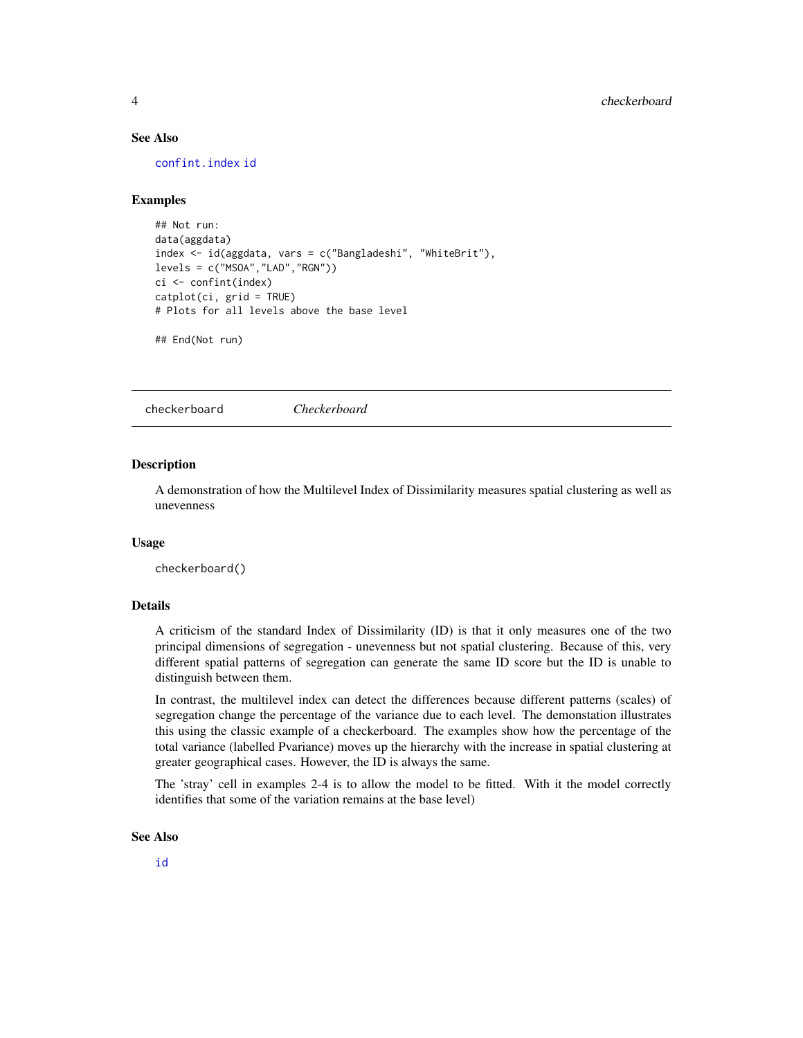### See Also

confint.index id

### Examples

```
## Not run:
data(aggdata)
index <- id(aggdata, vars = c("Bangladeshi", "WhiteBrit"),
levels = c("MSOA","LAD","RGN"))
ci <- confint(index)
catplot(ci, grid = TRUE)
# Plots for all levels above the base level

## End(Not run)
```

## checkerboard *Checkerboard*

### Description

A demonstration of how the Multilevel Index of Dissimilarity measures spatial clustering as well as unevenness

### Usage

```
checkerboard()
```

### Details

A criticism of the standard Index of Dissimilarity (ID) is that it only measures one of the two principal dimensions of segregation - unevenness but not spatial clustering. Because of this, very different spatial patterns of segregation can generate the same ID score but the ID is unable to distinguish between them.

In contrast, the multilevel index can detect the differences because different patterns (scales) of segregation change the percentage of the variance due to each level. The demonstation illustrates this using the classic example of a checkerboard. The examples show how the percentage of the total variance (labelled Pvariance) moves up the hierarchy with the increase in spatial clustering at greater geographical cases. However, the ID is always the same.

The 'stray' cell in examples 2-4 is to allow the model to be fitted. With it the model correctly identifies that some of the variation remains at the base level)

### See Also

id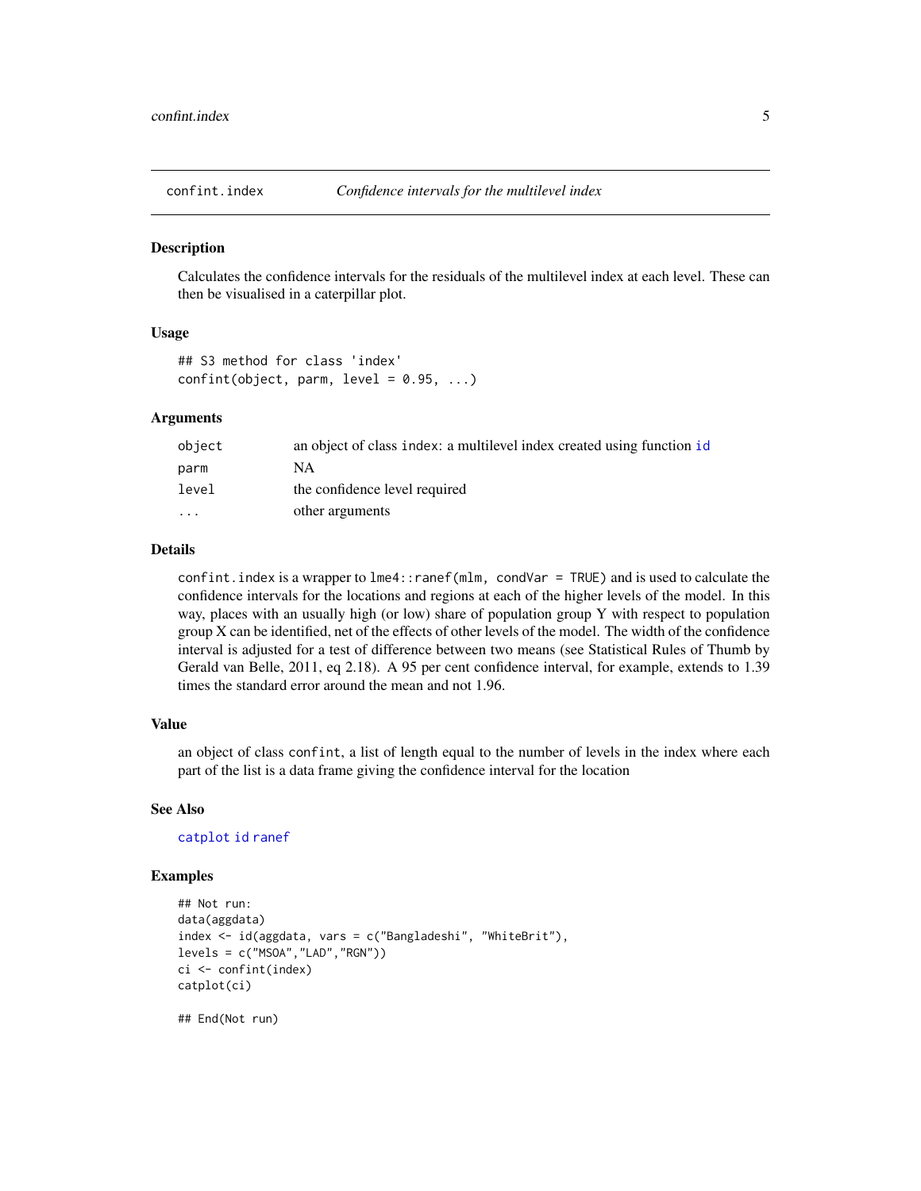## confint.index — *Confidence intervals for the multilevel index*

### Description

Calculates the confidence intervals for the residuals of the multilevel index at each level. These can then be visualised in a caterpillar plot.

### Usage

```
## S3 method for class 'index'
confint(object, parm, level = 0.95, ...)
```

### Arguments

| | |
|---|---|
| object | an object of class index: a multilevel index created using function id |
| parm | NA |
| level | the confidence level required |
| ... | other arguments |

### Details

`confint.index` is a wrapper to `lme4::ranef(mlm, condVar = TRUE)` and is used to calculate the confidence intervals for the locations and regions at each of the higher levels of the model. In this way, places with an usually high (or low) share of population group Y with respect to population group X can be identified, net of the effects of other levels of the model. The width of the confidence interval is adjusted for a test of difference between two means (see Statistical Rules of Thumb by Gerald van Belle, 2011, eq 2.18). A 95 per cent confidence interval, for example, extends to 1.39 times the standard error around the mean and not 1.96.

### Value

an object of class `confint`, a list of length equal to the number of levels in the index where each part of the list is a data frame giving the confidence interval for the location

### See Also

catplot id ranef

### Examples

```
## Not run:
data(aggdata)
index <- id(aggdata, vars = c("Bangladeshi", "WhiteBrit"),
levels = c("MSOA","LAD","RGN"))
ci <- confint(index)
catplot(ci)

## End(Not run)
```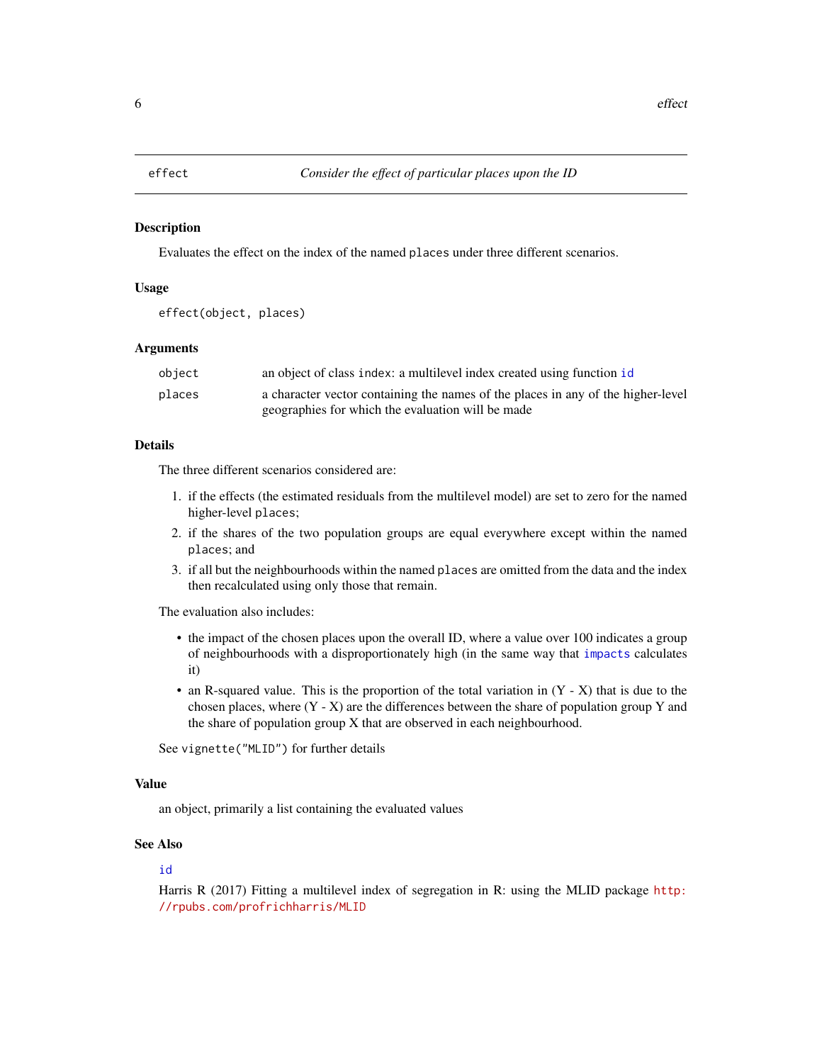# effect — *Consider the effect of particular places upon the ID*

## Description

Evaluates the effect on the index of the named `places` under three different scenarios.

## Usage

```
effect(object, places)
```

## Arguments

| | |
|---|---|
| `object` | an object of class `index`: a multilevel index created using function `id` |
| `places` | a character vector containing the names of the places in any of the higher-level geographies for which the evaluation will be made |

## Details

The three different scenarios considered are:

1. if the effects (the estimated residuals from the multilevel model) are set to zero for the named higher-level `places`;
2. if the shares of the two population groups are equal everywhere except within the named `places`; and
3. if all but the neighbourhoods within the named `places` are omitted from the data and the index then recalculated using only those that remain.

The evaluation also includes:

- the impact of the chosen places upon the overall ID, where a value over 100 indicates a group of neighbourhoods with a disproportionately high (in the same way that `impacts` calculates it)
- an R-squared value. This is the proportion of the total variation in (Y - X) that is due to the chosen places, where (Y - X) are the differences between the share of population group Y and the share of population group X that are observed in each neighbourhood.

See `vignette("MLID")` for further details

## Value

an object, primarily a list containing the evaluated values

## See Also

`id`

Harris R (2017) Fitting a multilevel index of segregation in R: using the MLID package http://rpubs.com/profrichharris/MLID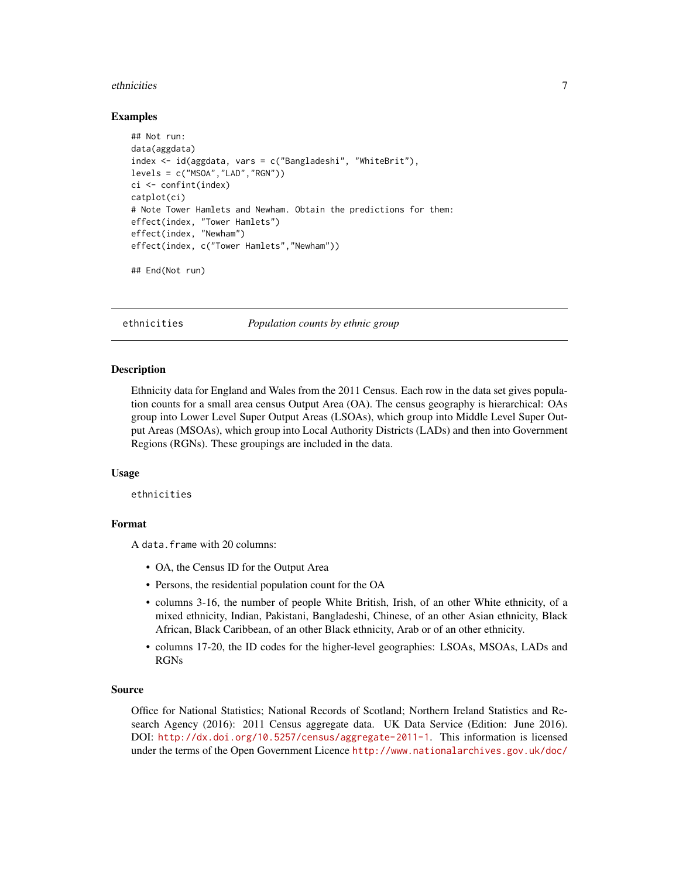### Examples

```
## Not run:
data(aggdata)
index <- id(aggdata, vars = c("Bangladeshi", "WhiteBrit"),
levels = c("MSOA","LAD","RGN"))
ci <- confint(index)
catplot(ci)
# Note Tower Hamlets and Newham. Obtain the predictions for them:
effect(index, "Tower Hamlets")
effect(index, "Newham")
effect(index, c("Tower Hamlets","Newham"))

## End(Not run)
```

---

## ethnicities — *Population counts by ethnic group*

### Description

Ethnicity data for England and Wales from the 2011 Census. Each row in the data set gives population counts for a small area census Output Area (OA). The census geography is hierarchical: OAs group into Lower Level Super Output Areas (LSOAs), which group into Middle Level Super Output Areas (MSOAs), which group into Local Authority Districts (LADs) and then into Government Regions (RGNs). These groupings are included in the data.

### Usage

```
ethnicities
```

### Format

A `data.frame` with 20 columns:

- OA, the Census ID for the Output Area
- Persons, the residential population count for the OA
- columns 3-16, the number of people White British, Irish, of an other White ethnicity, of a mixed ethnicity, Indian, Pakistani, Bangladeshi, Chinese, of an other Asian ethnicity, Black African, Black Caribbean, of an other Black ethnicity, Arab or of an other ethnicity.
- columns 17-20, the ID codes for the higher-level geographies: LSOAs, MSOAs, LADs and RGNs

### Source

Office for National Statistics; National Records of Scotland; Northern Ireland Statistics and Research Agency (2016): 2011 Census aggregate data. UK Data Service (Edition: June 2016). DOI: http://dx.doi.org/10.5257/census/aggregate-2011-1. This information is licensed under the terms of the Open Government Licence http://www.nationalarchives.gov.uk/doc/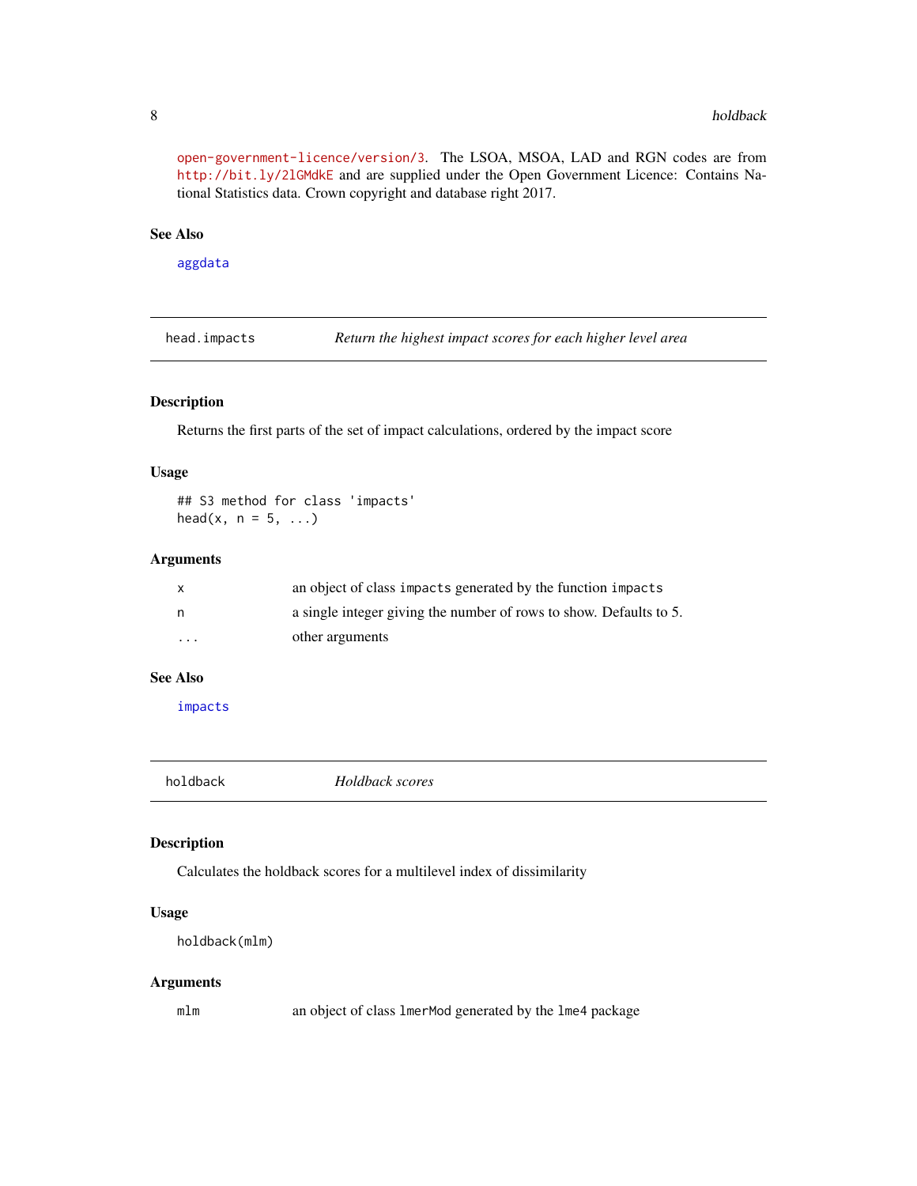open-government-licence/version/3. The LSOA, MSOA, LAD and RGN codes are from http://bit.ly/2lGMdkE and are supplied under the Open Government Licence: Contains National Statistics data. Crown copyright and database right 2017.

### See Also

aggdata

---

## head.impacts — *Return the highest impact scores for each higher level area*

### Description

Returns the first parts of the set of impact calculations, ordered by the impact score

### Usage

```
## S3 method for class 'impacts'
head(x, n = 5, ...)
```

### Arguments

| | |
|---|---|
| x | an object of class `impacts` generated by the function `impacts` |
| n | a single integer giving the number of rows to show. Defaults to 5. |
| ... | other arguments |

### See Also

impacts

---

## holdback — *Holdback scores*

### Description

Calculates the holdback scores for a multilevel index of dissimilarity

### Usage

```
holdback(mlm)
```

### Arguments

| | |
|---|---|
| mlm | an object of class `lmerMod` generated by the `lme4` package |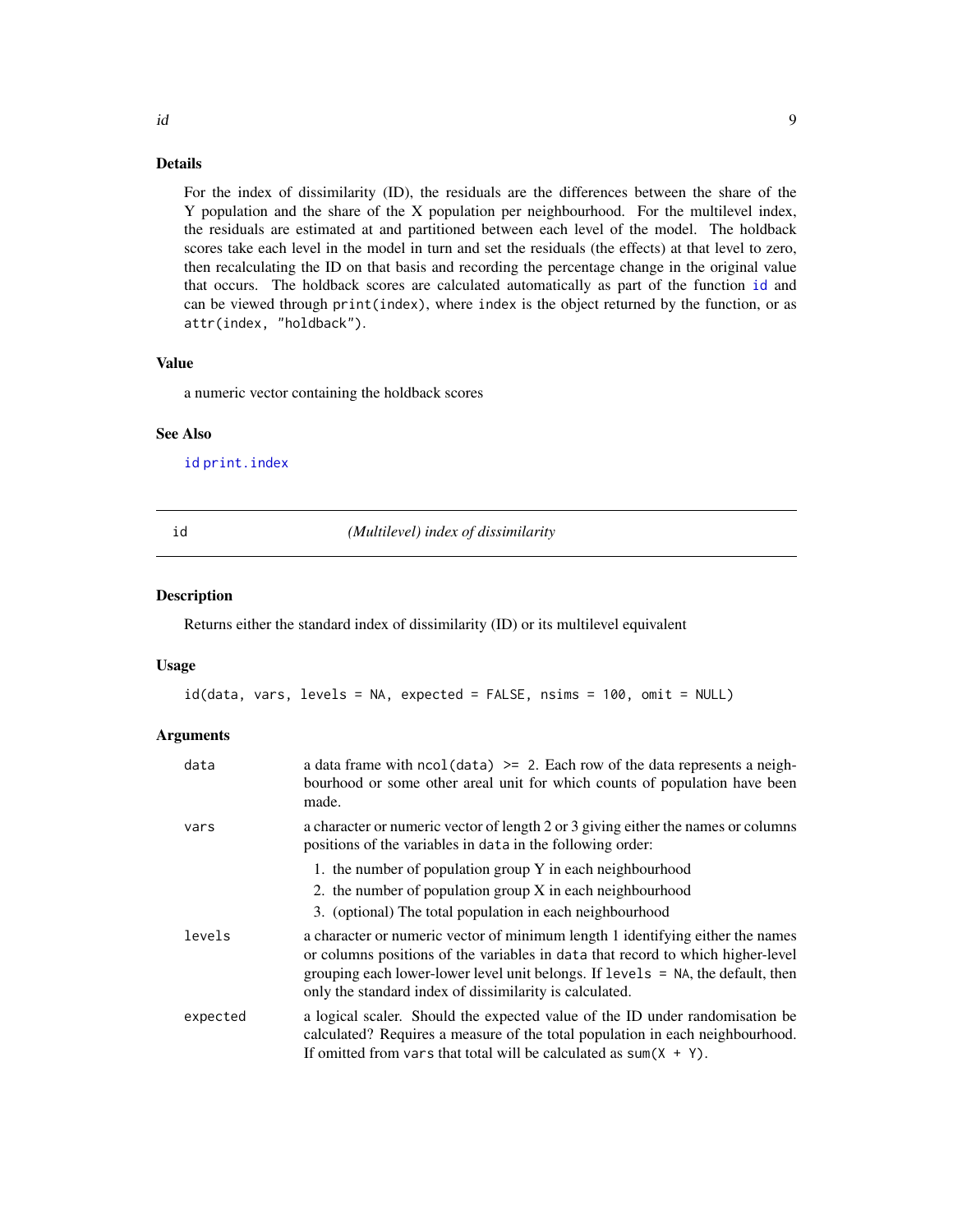### Details

For the index of dissimilarity (ID), the residuals are the differences between the share of the Y population and the share of the X population per neighbourhood. For the multilevel index, the residuals are estimated at and partitioned between each level of the model. The holdback scores take each level in the model in turn and set the residuals (the effects) at that level to zero, then recalculating the ID on that basis and recording the percentage change in the original value that occurs. The holdback scores are calculated automatically as part of the function `id` and can be viewed through `print(index)`, where `index` is the object returned by the function, or as `attr(index, "holdback")`.

### Value

a numeric vector containing the holdback scores

### See Also

`id` `print.index`

---

## id — *(Multilevel) index of dissimilarity*

### Description

Returns either the standard index of dissimilarity (ID) or its multilevel equivalent

### Usage

```
id(data, vars, levels = NA, expected = FALSE, nsims = 100, omit = NULL)
```

### Arguments

| Argument | Description |
|---|---|
| `data` | a data frame with `ncol(data) >= 2`. Each row of the data represents a neighbourhood or some other areal unit for which counts of population have been made. |
| `vars` | a character or numeric vector of length 2 or 3 giving either the names or columns positions of the variables in `data` in the following order: 1. the number of population group Y in each neighbourhood 2. the number of population group X in each neighbourhood 3. (optional) The total population in each neighbourhood |
| `levels` | a character or numeric vector of minimum length 1 identifying either the names or columns positions of the variables in `data` that record to which higher-level grouping each lower-lower level unit belongs. If `levels = NA`, the default, then only the standard index of dissimilarity is calculated. |
| `expected` | a logical scaler. Should the expected value of the ID under randomisation be calculated? Requires a measure of the total population in each neighbourhood. If omitted from `vars` that total will be calculated as `sum(X + Y)`. |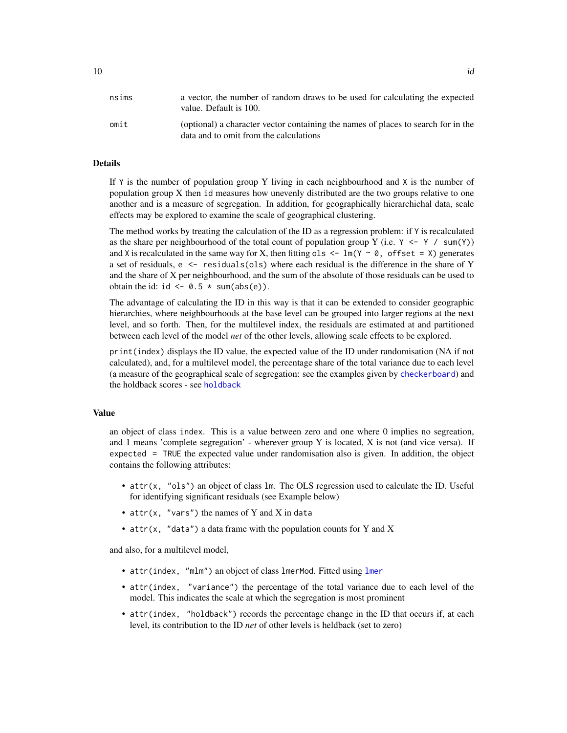| | |
|---|---|
| nsims | a vector, the number of random draws to be used for calculating the expected value. Default is 100. |
| omit | (optional) a character vector containing the names of places to search for in the data and to omit from the calculations |

### Details

If `Y` is the number of population group Y living in each neighbourhood and `X` is the number of population group X then `id` measures how unevenly distributed are the two groups relative to one another and is a measure of segregation. In addition, for geographically hierarchichal data, scale effects may be explored to examine the scale of geographical clustering.

The method works by treating the calculation of the ID as a regression problem: if `Y` is recalculated as the share per neighbourhood of the total count of population group Y (i.e. `Y <- Y / sum(Y)`) and `X` is recalculated in the same way for X, then fitting `ols <- lm(Y ~ 0, offset = X)` generates a set of residuals, `e <- residuals(ols)` where each residual is the difference in the share of Y and the share of X per neighbourhood, and the sum of the absolute of those residuals can be used to obtain the id: `id <- 0.5 * sum(abs(e))`.

The advantage of calculating the ID in this way is that it can be extended to consider geographic hierarchies, where neighbourhoods at the base level can be grouped into larger regions at the next level, and so forth. Then, for the multilevel index, the residuals are estimated at and partitioned between each level of the model *net* of the other levels, allowing scale effects to be explored.

`print(index)` displays the ID value, the expected value of the ID under randomisation (NA if not calculated), and, for a multilevel model, the percentage share of the total variance due to each level (a measure of the geographical scale of segregation: see the examples given by `checkerboard`) and the holdback scores - see `holdback`

### Value

an object of class `index`. This is a value between zero and one where 0 implies no segreation, and 1 means 'complete segregation' - wherever group Y is located, X is not (and vice versa). If `expected = TRUE` the expected value under randomisation also is given. In addition, the object contains the following attributes:

- `attr(x, "ols")` an object of class `lm`. The OLS regression used to calculate the ID. Useful for identifying significant residuals (see Example below)
- `attr(x, "vars")` the names of Y and X in `data`
- `attr(x, "data")` a data frame with the population counts for Y and X

and also, for a multilevel model,

- `attr(index, "mlm")` an object of class `lmerMod`. Fitted using `lmer`
- `attr(index, "variance")` the percentage of the total variance due to each level of the model. This indicates the scale at which the segregation is most prominent
- `attr(index, "holdback")` records the percentage change in the ID that occurs if, at each level, its contribution to the ID *net* of other levels is heldback (set to zero)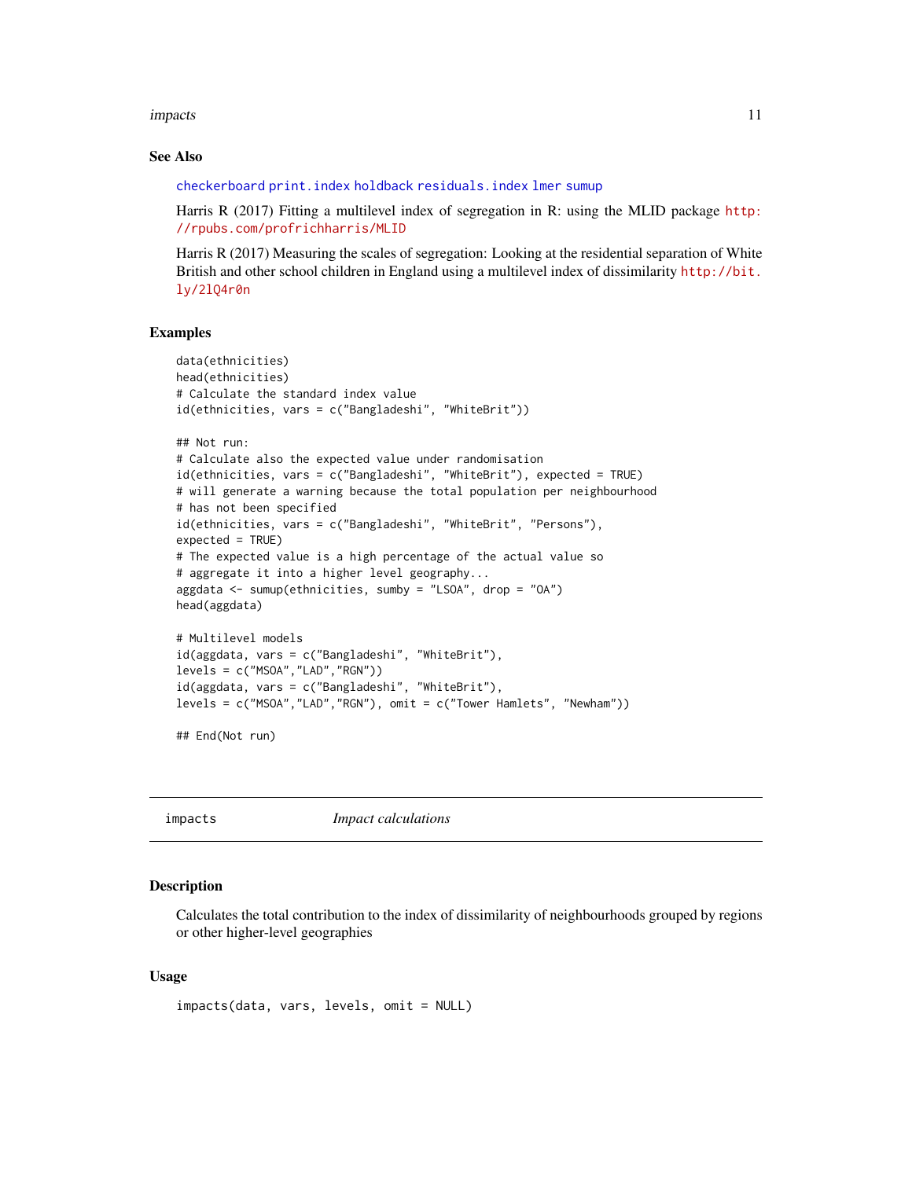## See Also

checkerboard print.index holdback residuals.index lmer sumup

Harris R (2017) Fitting a multilevel index of segregation in R: using the MLID package http://rpubs.com/profrichharris/MLID

Harris R (2017) Measuring the scales of segregation: Looking at the residential separation of White British and other school children in England using a multilevel index of dissimilarity http://bit.ly/2lQ4r0n

## Examples

```
data(ethnicities)
head(ethnicities)
# Calculate the standard index value
id(ethnicities, vars = c("Bangladeshi", "WhiteBrit"))

## Not run:
# Calculate also the expected value under randomisation
id(ethnicities, vars = c("Bangladeshi", "WhiteBrit"), expected = TRUE)
# will generate a warning because the total population per neighbourhood
# has not been specified
id(ethnicities, vars = c("Bangladeshi", "WhiteBrit", "Persons"),
expected = TRUE)
# The expected value is a high percentage of the actual value so
# aggregate it into a higher level geography...
aggdata <- sumup(ethnicities, sumby = "LSOA", drop = "OA")
head(aggdata)

# Multilevel models
id(aggdata, vars = c("Bangladeshi", "WhiteBrit"),
levels = c("MSOA","LAD","RGN"))
id(aggdata, vars = c("Bangladeshi", "WhiteBrit"),
levels = c("MSOA","LAD","RGN"), omit = c("Tower Hamlets", "Newham"))

## End(Not run)
```

# impacts *Impact calculations*

## Description

Calculates the total contribution to the index of dissimilarity of neighbourhoods grouped by regions or other higher-level geographies

## Usage

```
impacts(data, vars, levels, omit = NULL)
```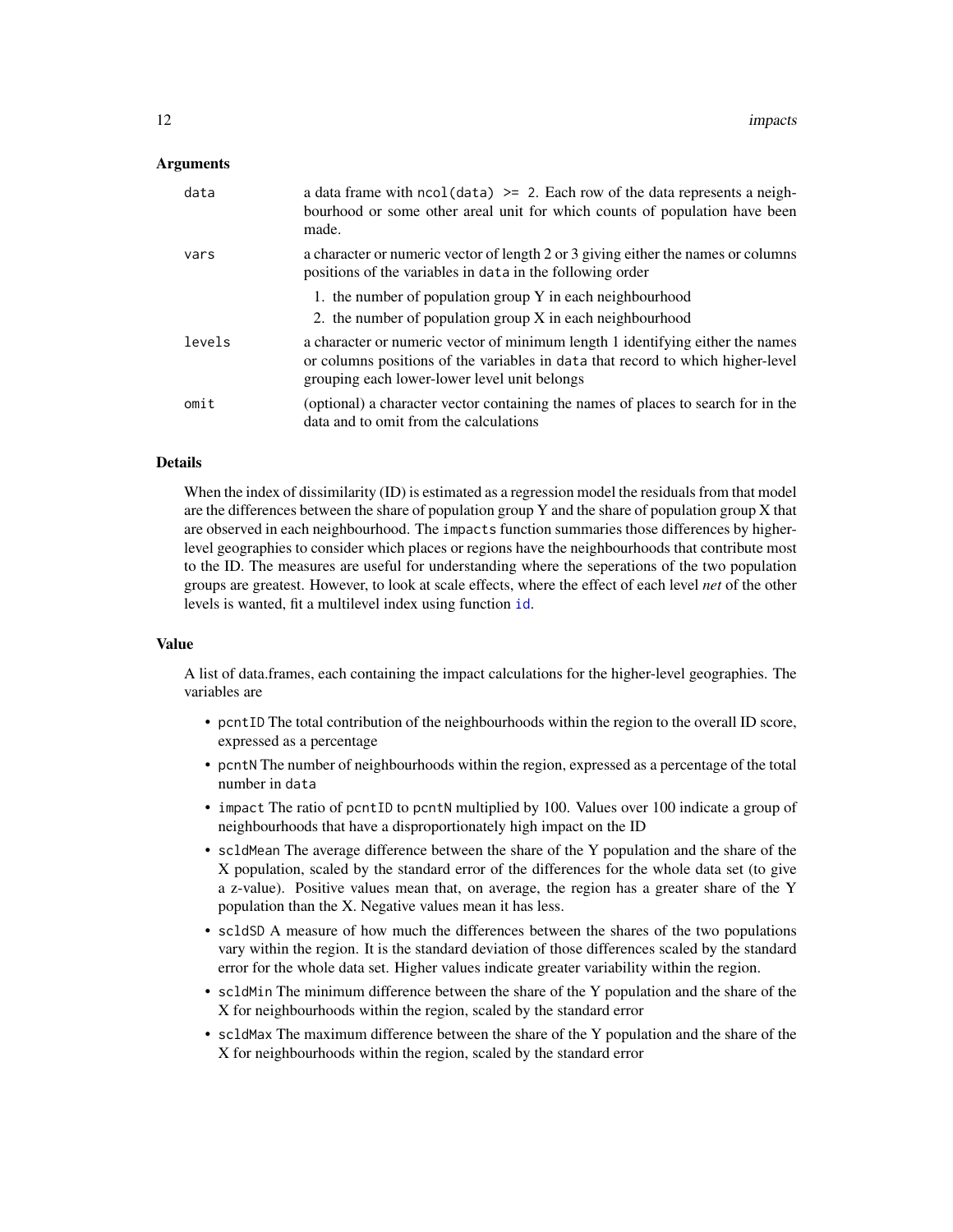### Arguments

- **data**: a data frame with `ncol(data) >= 2`. Each row of the data represents a neighbourhood or some other areal unit for which counts of population have been made.
- **vars**: a character or numeric vector of length 2 or 3 giving either the names or columns positions of the variables in data in the following order
  1. the number of population group Y in each neighbourhood
  2. the number of population group X in each neighbourhood
- **levels**: a character or numeric vector of minimum length 1 identifying either the names or columns positions of the variables in data that record to which higher-level grouping each lower-lower level unit belongs
- **omit**: (optional) a character vector containing the names of places to search for in the data and to omit from the calculations

### Details

When the index of dissimilarity (ID) is estimated as a regression model the residuals from that model are the differences between the share of population group Y and the share of population group X that are observed in each neighbourhood. The `impacts` function summaries those differences by higher-level geographies to consider which places or regions have the neighbourhoods that contribute most to the ID. The measures are useful for understanding where the seperations of the two population groups are greatest. However, to look at scale effects, where the effect of each level *net* of the other levels is wanted, fit a multilevel index using function `id`.

### Value

A list of data.frames, each containing the impact calculations for the higher-level geographies. The variables are

- `pcntID` The total contribution of the neighbourhoods within the region to the overall ID score, expressed as a percentage
- `pcntN` The number of neighbourhoods within the region, expressed as a percentage of the total number in `data`
- `impact` The ratio of `pcntID` to `pcntN` multiplied by 100. Values over 100 indicate a group of neighbourhoods that have a disproportionately high impact on the ID
- `scldMean` The average difference between the share of the Y population and the share of the X population, scaled by the standard error of the differences for the whole data set (to give a z-value). Positive values mean that, on average, the region has a greater share of the Y population than the X. Negative values mean it has less.
- `scldSD` A measure of how much the differences between the shares of the two populations vary within the region. It is the standard deviation of those differences scaled by the standard error for the whole data set. Higher values indicate greater variability within the region.
- `scldMin` The minimum difference between the share of the Y population and the share of the X for neighbourhoods within the region, scaled by the standard error
- `scldMax` The maximum difference between the share of the Y population and the share of the X for neighbourhoods within the region, scaled by the standard error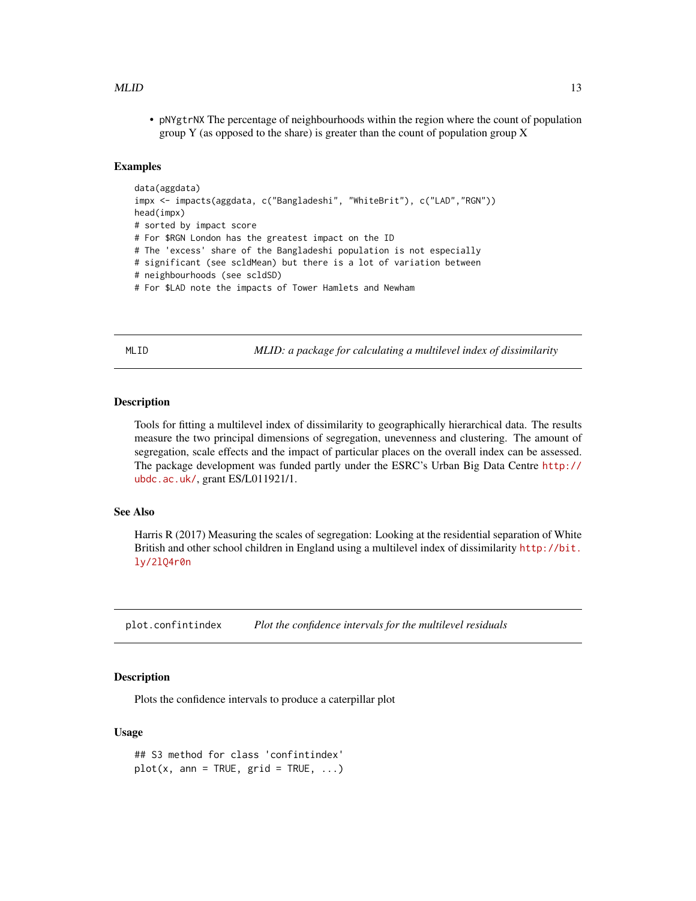- pNYgtrNX The percentage of neighbourhoods within the region where the count of population group Y (as opposed to the share) is greater than the count of population group X

### Examples

```
data(aggdata)
impx <- impacts(aggdata, c("Bangladeshi", "WhiteBrit"), c("LAD","RGN"))
head(impx)
# sorted by impact score
# For $RGN London has the greatest impact on the ID
# The 'excess' share of the Bangladeshi population is not especially
# significant (see scldMean) but there is a lot of variation between
# neighbourhoods (see scldSD)
# For $LAD note the impacts of Tower Hamlets and Newham
```

---

## MLID — *MLID: a package for calculating a multilevel index of dissimilarity*

### Description

Tools for fitting a multilevel index of dissimilarity to geographically hierarchical data. The results measure the two principal dimensions of segregation, unevenness and clustering. The amount of segregation, scale effects and the impact of particular places on the overall index can be assessed. The package development was funded partly under the ESRC's Urban Big Data Centre http://ubdc.ac.uk/, grant ES/L011921/1.

### See Also

Harris R (2017) Measuring the scales of segregation: Looking at the residential separation of White British and other school children in England using a multilevel index of dissimilarity http://bit.ly/2lQ4r0n

---

## plot.confintindex — *Plot the confidence intervals for the multilevel residuals*

### Description

Plots the confidence intervals to produce a caterpillar plot

### Usage

```
## S3 method for class 'confintindex'
plot(x, ann = TRUE, grid = TRUE, ...)
```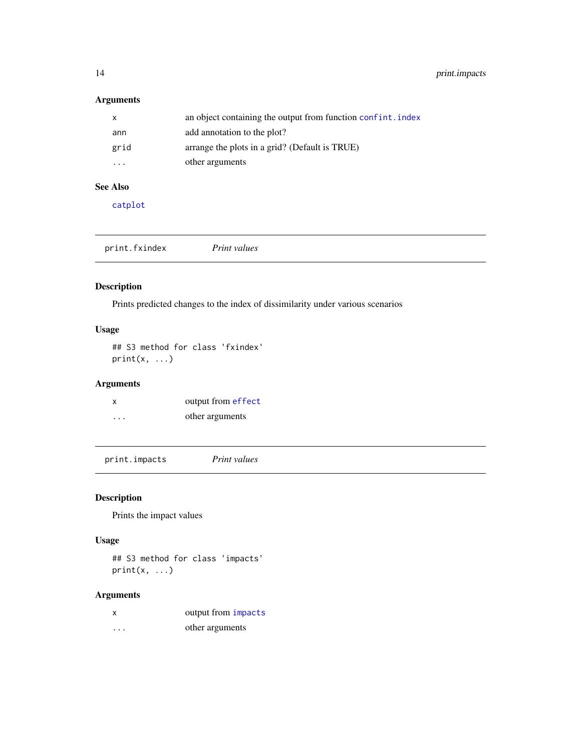### Arguments

| | |
|---|---|
| `x` | an object containing the output from function `confint.index` |
| `ann` | add annotation to the plot? |
| `grid` | arrange the plots in a grid? (Default is TRUE) |
| `...` | other arguments |

### See Also

`catplot`

---

## print.fxindex *Print values*

---

### Description

Prints predicted changes to the index of dissimilarity under various scenarios

### Usage

```
## S3 method for class 'fxindex'
print(x, ...)
```

### Arguments

| | |
|---|---|
| `x` | output from `effect` |
| `...` | other arguments |

---

## print.impacts *Print values*

---

### Description

Prints the impact values

### Usage

```
## S3 method for class 'impacts'
print(x, ...)
```

### Arguments

| | |
|---|---|
| `x` | output from `impacts` |
| `...` | other arguments |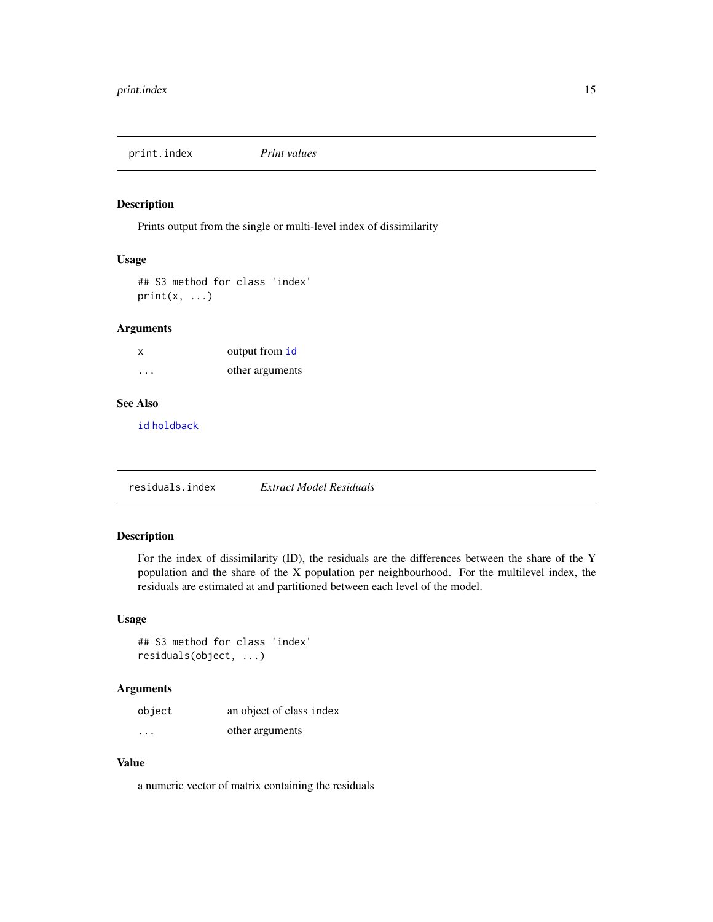## print.index — *Print values*

### Description

Prints output from the single or multi-level index of dissimilarity

### Usage

```
## S3 method for class 'index'
print(x, ...)
```

### Arguments

| | |
|---|---|
| `x` | output from `id` |
| `...` | other arguments |

### See Also

`id` `holdback`

## residuals.index — *Extract Model Residuals*

### Description

For the index of dissimilarity (ID), the residuals are the differences between the share of the Y population and the share of the X population per neighbourhood. For the multilevel index, the residuals are estimated at and partitioned between each level of the model.

### Usage

```
## S3 method for class 'index'
residuals(object, ...)
```

### Arguments

| | |
|---|---|
| `object` | an object of class `index` |
| `...` | other arguments |

### Value

a numeric vector of matrix containing the residuals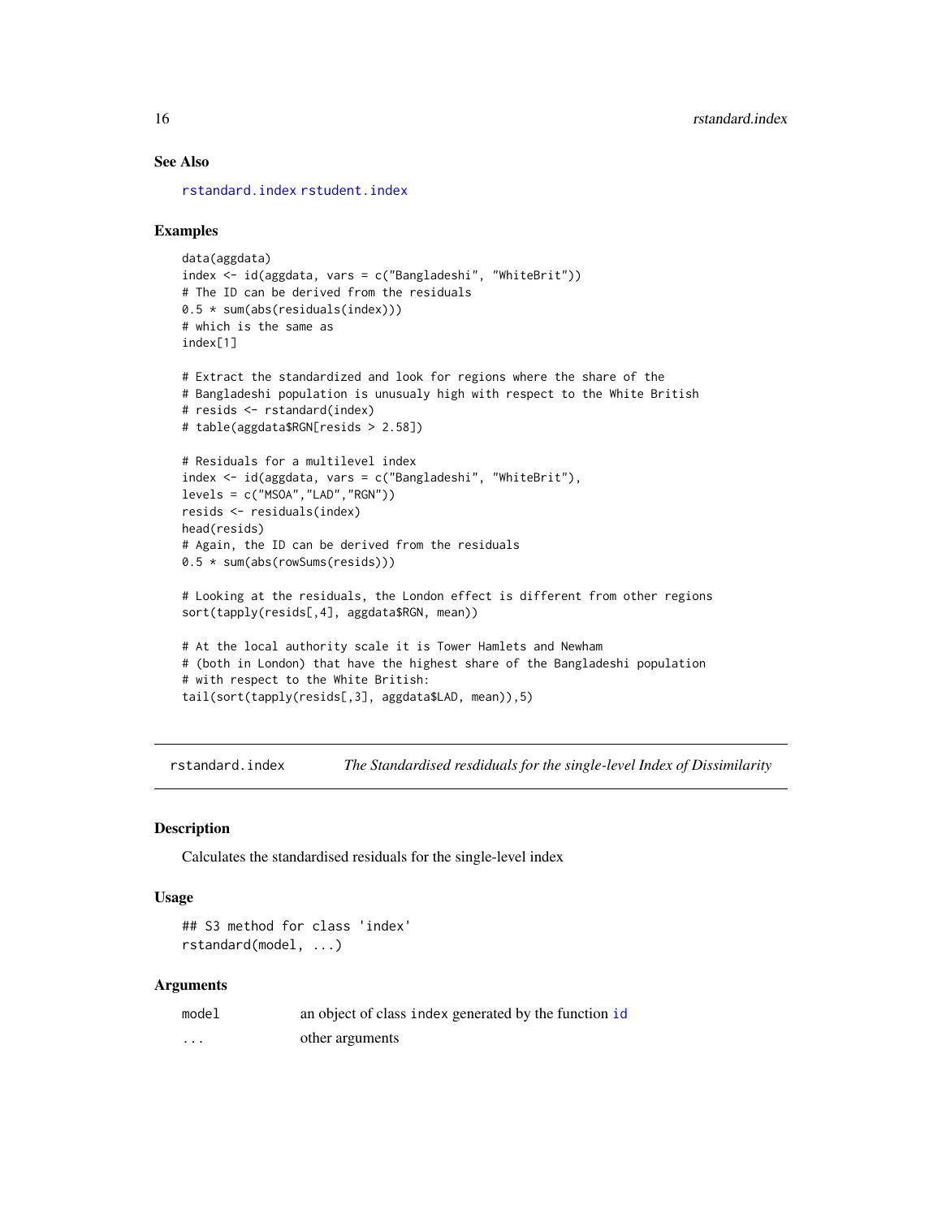## See Also

rstandard.index rstudent.index

## Examples

```
data(aggdata)
index <- id(aggdata, vars = c("Bangladeshi", "WhiteBrit"))
# The ID can be derived from the residuals
0.5 * sum(abs(residuals(index)))
# which is the same as
index[1]

# Extract the standardized and look for regions where the share of the
# Bangladeshi population is unusualy high with respect to the White British
# resids <- rstandard(index)
# table(aggdata$RGN[resids > 2.58])

# Residuals for a multilevel index
index <- id(aggdata, vars = c("Bangladeshi", "WhiteBrit"),
levels = c("MSOA","LAD","RGN"))
resids <- residuals(index)
head(resids)
# Again, the ID can be derived from the residuals
0.5 * sum(abs(rowSums(resids)))

# Looking at the residuals, the London effect is different from other regions
sort(tapply(resids[,4], aggdata$RGN, mean))

# At the local authority scale it is Tower Hamlets and Newham
# (both in London) that have the highest share of the Bangladeshi population
# with respect to the White British:
tail(sort(tapply(resids[,3], aggdata$LAD, mean)),5)
```

---

# rstandard.index — *The Standardised resdiduals for the single-level Index of Dissimilarity*

## Description

Calculates the standardised residuals for the single-level index

## Usage

```
## S3 method for class 'index'
rstandard(model, ...)
```

## Arguments

| | |
|---|---|
| model | an object of class index generated by the function id |
| ... | other arguments |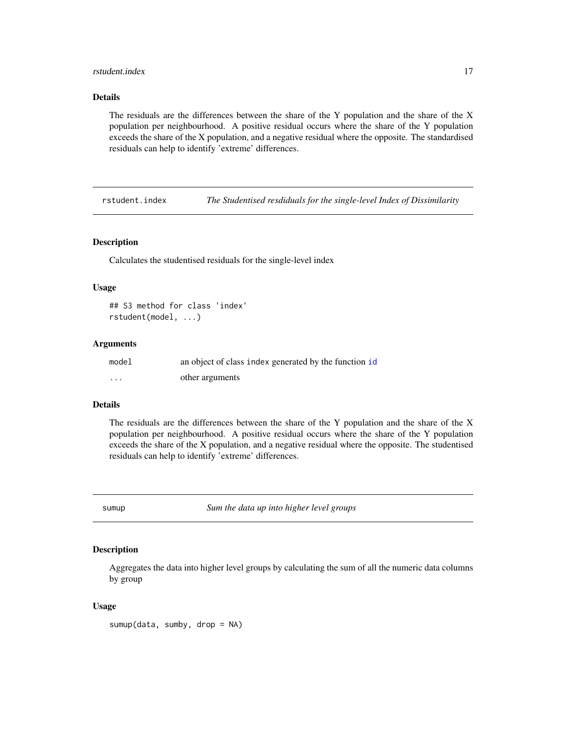### Details

The residuals are the differences between the share of the Y population and the share of the X population per neighbourhood. A positive residual occurs where the share of the Y population exceeds the share of the X population, and a negative residual where the opposite. The standardised residuals can help to identify 'extreme' differences.

---

## rstudent.index — *The Studentised resdiduals for the single-level Index of Dissimilarity*

### Description

Calculates the studentised residuals for the single-level index

### Usage

```
## S3 method for class 'index'
rstudent(model, ...)
```

### Arguments

| | |
|---|---|
| `model` | an object of class `index` generated by the function `id` |
| `...` | other arguments |

### Details

The residuals are the differences between the share of the Y population and the share of the X population per neighbourhood. A positive residual occurs where the share of the Y population exceeds the share of the X population, and a negative residual where the opposite. The studentised residuals can help to identify 'extreme' differences.

---

## sumup — *Sum the data up into higher level groups*

### Description

Aggregates the data into higher level groups by calculating the sum of all the numeric data columns by group

### Usage

```
sumup(data, sumby, drop = NA)
```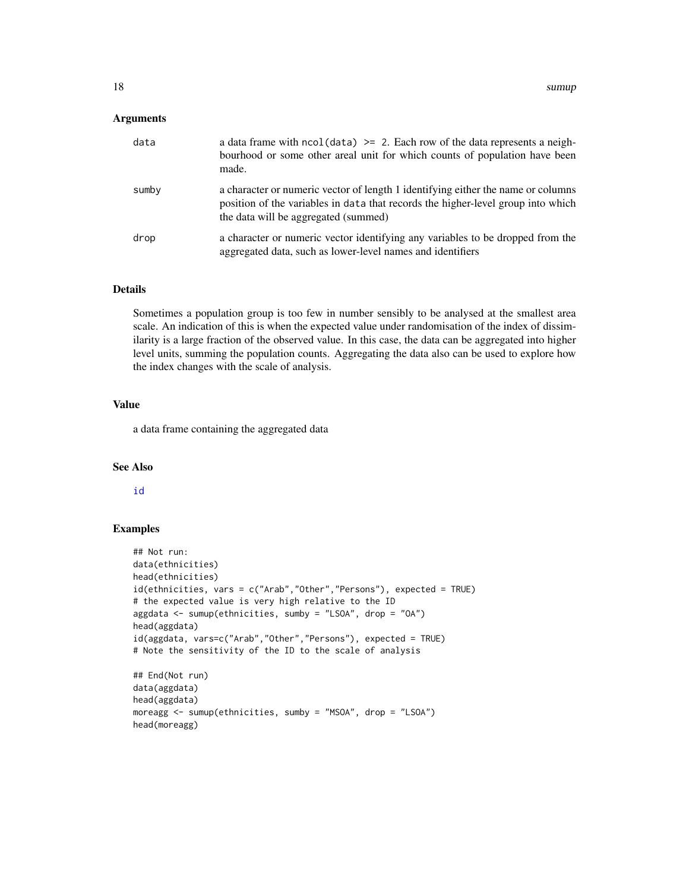## Arguments

- **data**: a data frame with `ncol(data) >= 2`. Each row of the data represents a neighbourhood or some other areal unit for which counts of population have been made.
- **sumby**: a character or numeric vector of length 1 identifying either the name or columns position of the variables in `data` that records the higher-level group into which the data will be aggregated (summed)
- **drop**: a character or numeric vector identifying any variables to be dropped from the aggregated data, such as lower-level names and identifiers

## Details

Sometimes a population group is too few in number sensibly to be analysed at the smallest area scale. An indication of this is when the expected value under randomisation of the index of dissimilarity is a large fraction of the observed value. In this case, the data can be aggregated into higher level units, summing the population counts. Aggregating the data also can be used to explore how the index changes with the scale of analysis.

## Value

a data frame containing the aggregated data

## See Also

id

## Examples

```
## Not run:
data(ethnicities)
head(ethnicities)
id(ethnicities, vars = c("Arab","Other","Persons"), expected = TRUE)
# the expected value is very high relative to the ID
aggdata <- sumup(ethnicities, sumby = "LSOA", drop = "OA")
head(aggdata)
id(aggdata, vars=c("Arab","Other","Persons"), expected = TRUE)
# Note the sensitivity of the ID to the scale of analysis

## End(Not run)
data(aggdata)
head(aggdata)
moreagg <- sumup(ethnicities, sumby = "MSOA", drop = "LSOA")
head(moreagg)
```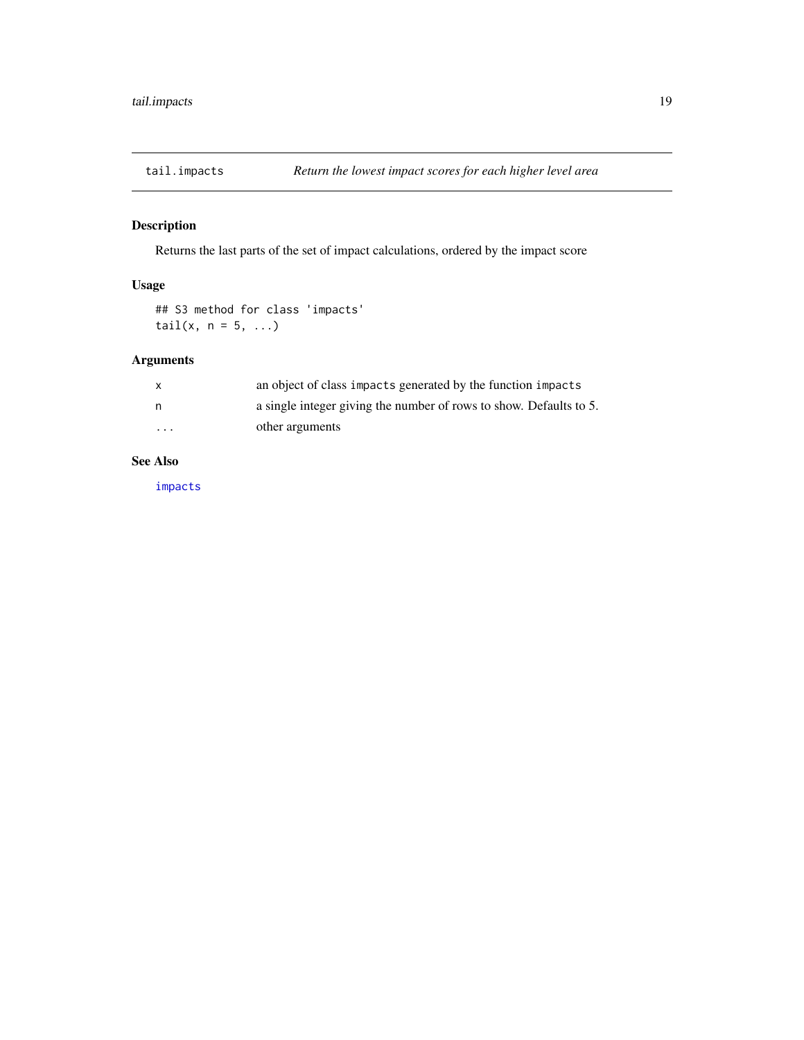## tail.impacts — *Return the lowest impact scores for each higher level area*

### Description

Returns the last parts of the set of impact calculations, ordered by the impact score

### Usage

```
## S3 method for class 'impacts'
tail(x, n = 5, ...)
```

### Arguments

| | |
|---|---|
| `x` | an object of class `impacts` generated by the function `impacts` |
| `n` | a single integer giving the number of rows to show. Defaults to 5. |
| `...` | other arguments |

### See Also

`impacts`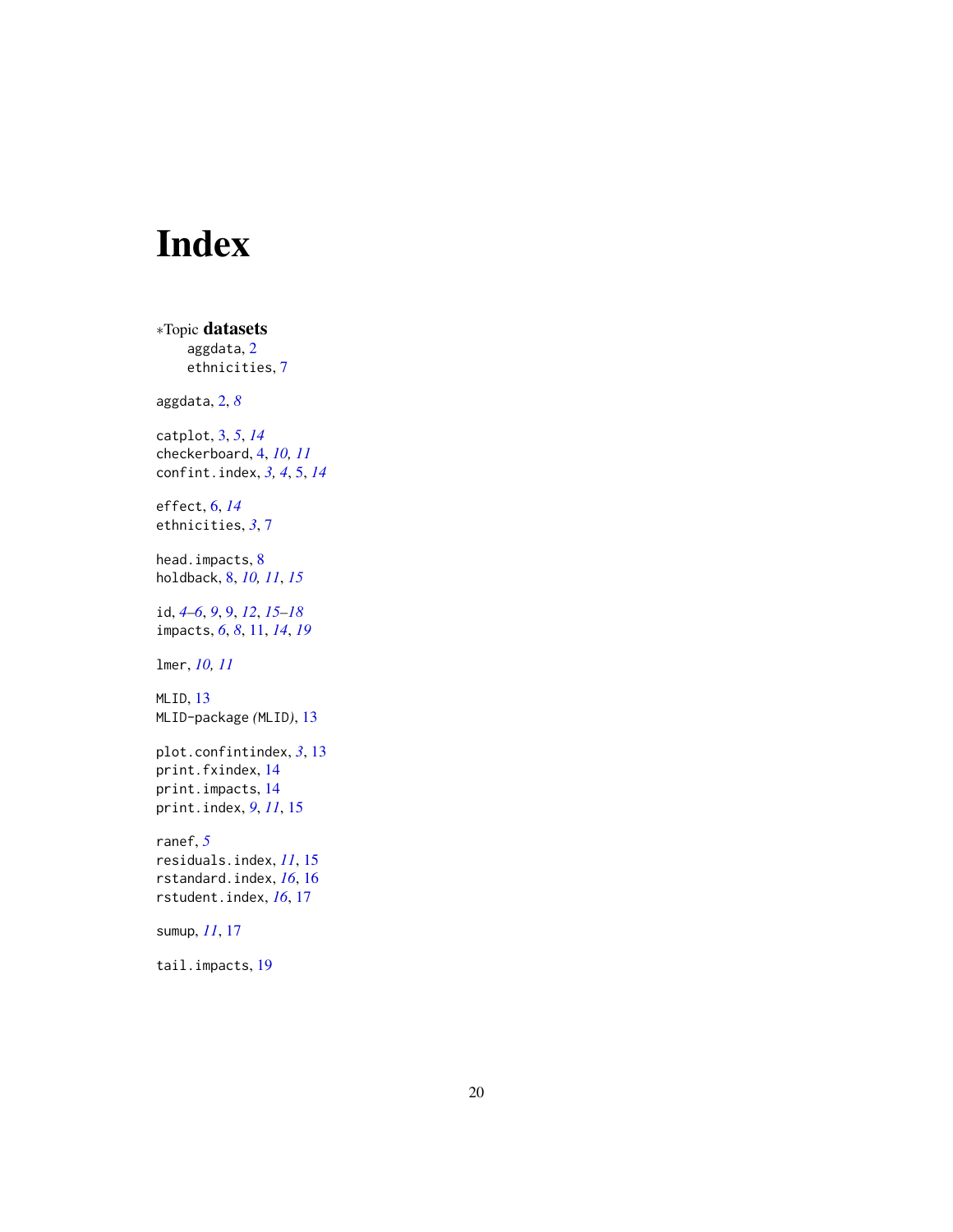# Index

*Topic **datasets**
    aggdata, 2
    ethnicities, 7

aggdata, 2, *8*

catplot, 3, *5*, *14*
checkerboard, 4, *10, 11*
confint.index, *3, 4*, 5, *14*

effect, 6, *14*
ethnicities, *3*, 7

head.impacts, 8
holdback, 8, *10, 11*, *15*

id, *4–6*, *9*, 9, *12*, *15–18*
impacts, *6*, *8*, 11, *14*, *19*

lmer, *10, 11*

MLID, 13
MLID-package (MLID), 13

plot.confintindex, *3*, 13
print.fxindex, 14
print.impacts, 14
print.index, *9*, *11*, 15

ranef, *5*
residuals.index, *11*, 15
rstandard.index, *16*, 16
rstudent.index, *16*, 17

sumup, *11*, 17

tail.impacts, 19